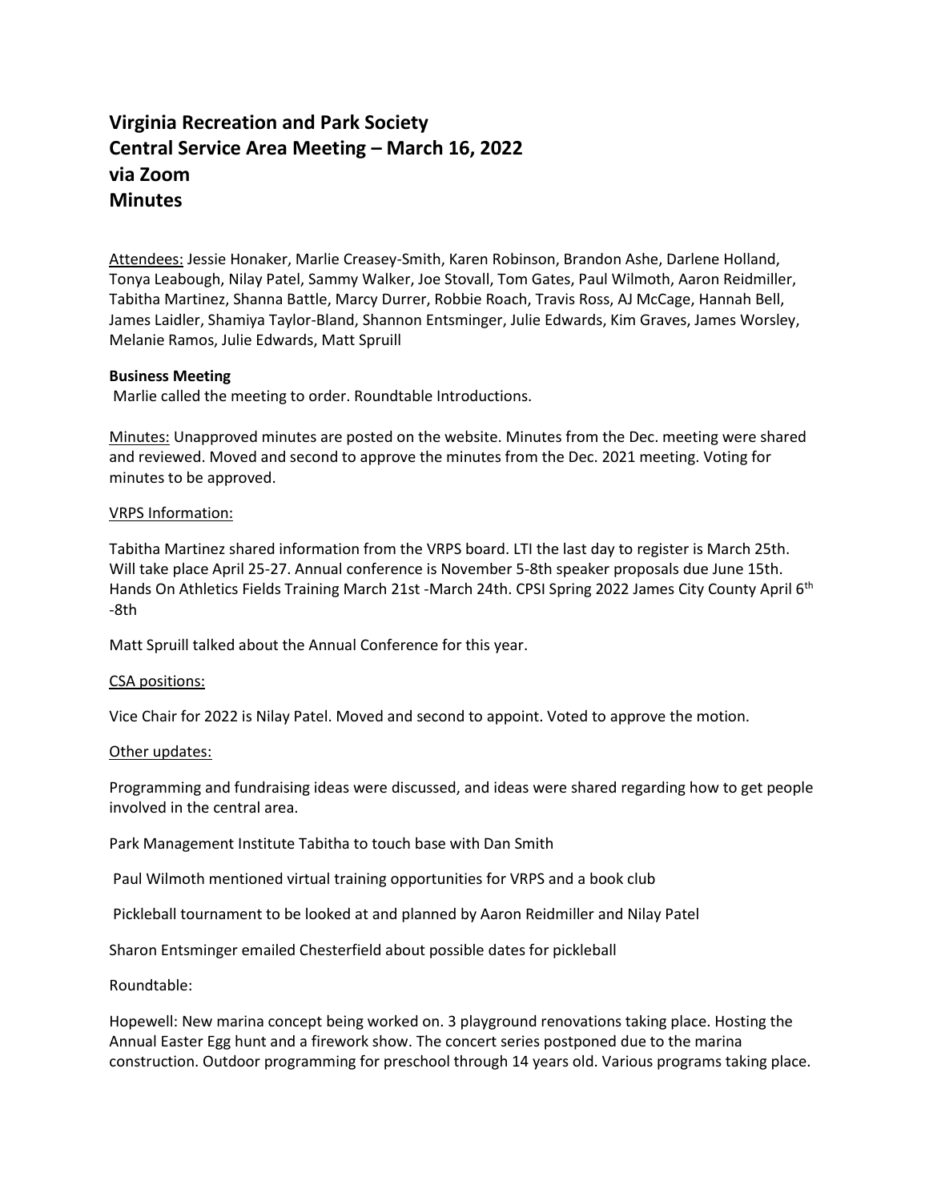# Virginia Recreation and Park Society
# Central Service Area Meeting – March 16, 2022
# via Zoom
# Minutes

Attendees: Jessie Honaker, Marlie Creasey-Smith, Karen Robinson, Brandon Ashe, Darlene Holland, Tonya Leabough, Nilay Patel, Sammy Walker, Joe Stovall, Tom Gates, Paul Wilmoth, Aaron Reidmiller, Tabitha Martinez, Shanna Battle, Marcy Durrer, Robbie Roach, Travis Ross, AJ McCage, Hannah Bell, James Laidler, Shamiya Taylor-Bland, Shannon Entsminger, Julie Edwards, Kim Graves, James Worsley, Melanie Ramos, Julie Edwards, Matt Spruill

**Business Meeting**

Marlie called the meeting to order. Roundtable Introductions.

Minutes: Unapproved minutes are posted on the website. Minutes from the Dec. meeting were shared and reviewed. Moved and second to approve the minutes from the Dec. 2021 meeting. Voting for minutes to be approved.

VRPS Information:

Tabitha Martinez shared information from the VRPS board. LTI the last day to register is March 25th. Will take place April 25-27. Annual conference is November 5-8th speaker proposals due June 15th. Hands On Athletics Fields Training March 21st -March 24th. CPSI Spring 2022 James City County April 6th -8th

Matt Spruill talked about the Annual Conference for this year.

CSA positions:

Vice Chair for 2022 is Nilay Patel. Moved and second to appoint. Voted to approve the motion.

Other updates:

Programming and fundraising ideas were discussed, and ideas were shared regarding how to get people involved in the central area.

Park Management Institute Tabitha to touch base with Dan Smith

Paul Wilmoth mentioned virtual training opportunities for VRPS and a book club

Pickleball tournament to be looked at and planned by Aaron Reidmiller and Nilay Patel

Sharon Entsminger emailed Chesterfield about possible dates for pickleball

Roundtable:

Hopewell: New marina concept being worked on. 3 playground renovations taking place. Hosting the Annual Easter Egg hunt and a firework show. The concert series postponed due to the marina construction. Outdoor programming for preschool through 14 years old. Various programs taking place.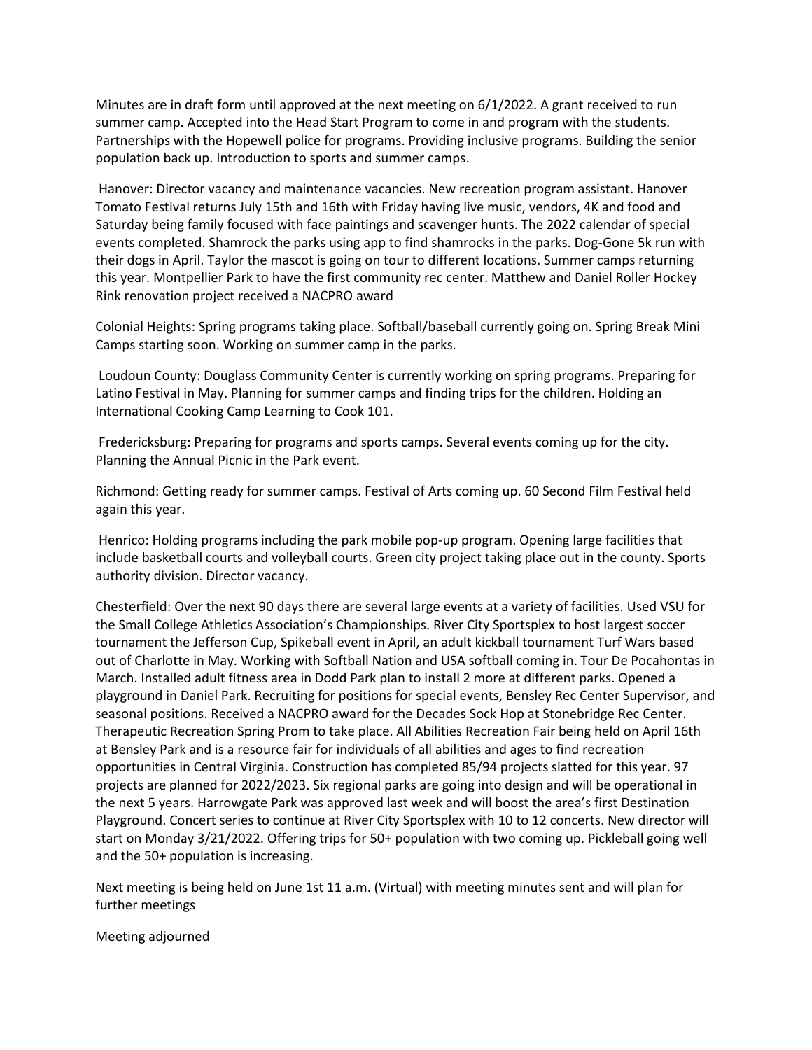Minutes are in draft form until approved at the next meeting on 6/1/2022. A grant received to run summer camp. Accepted into the Head Start Program to come in and program with the students. Partnerships with the Hopewell police for programs. Providing inclusive programs. Building the senior population back up. Introduction to sports and summer camps.

Hanover: Director vacancy and maintenance vacancies. New recreation program assistant. Hanover Tomato Festival returns July 15th and 16th with Friday having live music, vendors, 4K and food and Saturday being family focused with face paintings and scavenger hunts. The 2022 calendar of special events completed. Shamrock the parks using app to find shamrocks in the parks. Dog-Gone 5k run with their dogs in April. Taylor the mascot is going on tour to different locations. Summer camps returning this year. Montpellier Park to have the first community rec center. Matthew and Daniel Roller Hockey Rink renovation project received a NACPRO award

Colonial Heights: Spring programs taking place. Softball/baseball currently going on. Spring Break Mini Camps starting soon. Working on summer camp in the parks.

Loudoun County: Douglass Community Center is currently working on spring programs. Preparing for Latino Festival in May. Planning for summer camps and finding trips for the children. Holding an International Cooking Camp Learning to Cook 101.

Fredericksburg: Preparing for programs and sports camps. Several events coming up for the city. Planning the Annual Picnic in the Park event.

Richmond: Getting ready for summer camps. Festival of Arts coming up. 60 Second Film Festival held again this year.

Henrico: Holding programs including the park mobile pop-up program. Opening large facilities that include basketball courts and volleyball courts. Green city project taking place out in the county. Sports authority division. Director vacancy.

Chesterfield: Over the next 90 days there are several large events at a variety of facilities. Used VSU for the Small College Athletics Association's Championships. River City Sportsplex to host largest soccer tournament the Jefferson Cup, Spikeball event in April, an adult kickball tournament Turf Wars based out of Charlotte in May. Working with Softball Nation and USA softball coming in. Tour De Pocahontas in March. Installed adult fitness area in Dodd Park plan to install 2 more at different parks. Opened a playground in Daniel Park. Recruiting for positions for special events, Bensley Rec Center Supervisor, and seasonal positions. Received a NACPRO award for the Decades Sock Hop at Stonebridge Rec Center. Therapeutic Recreation Spring Prom to take place. All Abilities Recreation Fair being held on April 16th at Bensley Park and is a resource fair for individuals of all abilities and ages to find recreation opportunities in Central Virginia. Construction has completed 85/94 projects slatted for this year. 97 projects are planned for 2022/2023. Six regional parks are going into design and will be operational in the next 5 years. Harrowgate Park was approved last week and will boost the area's first Destination Playground. Concert series to continue at River City Sportsplex with 10 to 12 concerts. New director will start on Monday 3/21/2022. Offering trips for 50+ population with two coming up. Pickleball going well and the 50+ population is increasing.

Next meeting is being held on June 1st 11 a.m. (Virtual) with meeting minutes sent and will plan for further meetings

Meeting adjourned